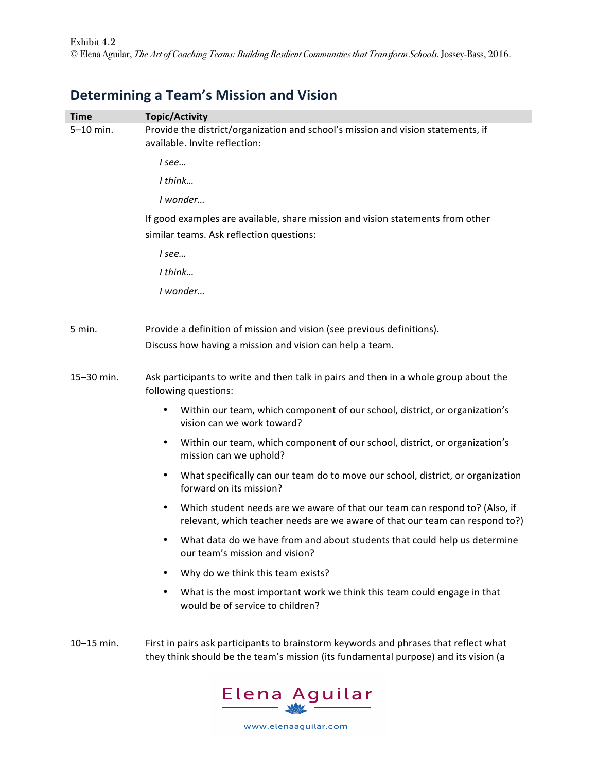Exhibit 4.2
© Elena Aguilar, *The Art of Coaching Teams: Building Resilient Communities that Transform Schools.* Jossey-Bass, 2016.

## Determining a Team's Mission and Vision

| Time | Topic/Activity |
|---|---|
| 5–10 min. | Provide the district/organization and school's mission and vision statements, if available. Invite reflection:<br>*I see…*<br>*I think…*<br>*I wonder…*<br>If good examples are available, share mission and vision statements from other similar teams. Ask reflection questions:<br>*I see…*<br>*I think…*<br>*I wonder…* |
| 5 min. | Provide a definition of mission and vision (see previous definitions).<br>Discuss how having a mission and vision can help a team. |
| 15–30 min. | Ask participants to write and then talk in pairs and then in a whole group about the following questions:<br>• Within our team, which component of our school, district, or organization's vision can we work toward?<br>• Within our team, which component of our school, district, or organization's mission can we uphold?<br>• What specifically can our team do to move our school, district, or organization forward on its mission?<br>• Which student needs are we aware of that our team can respond to? (Also, if relevant, which teacher needs are we aware of that our team can respond to?)<br>• What data do we have from and about students that could help us determine our team's mission and vision?<br>• Why do we think this team exists?<br>• What is the most important work we think this team could engage in that would be of service to children? |
| 10–15 min. | First in pairs ask participants to brainstorm keywords and phrases that reflect what they think should be the team's mission (its fundamental purpose) and its vision (a |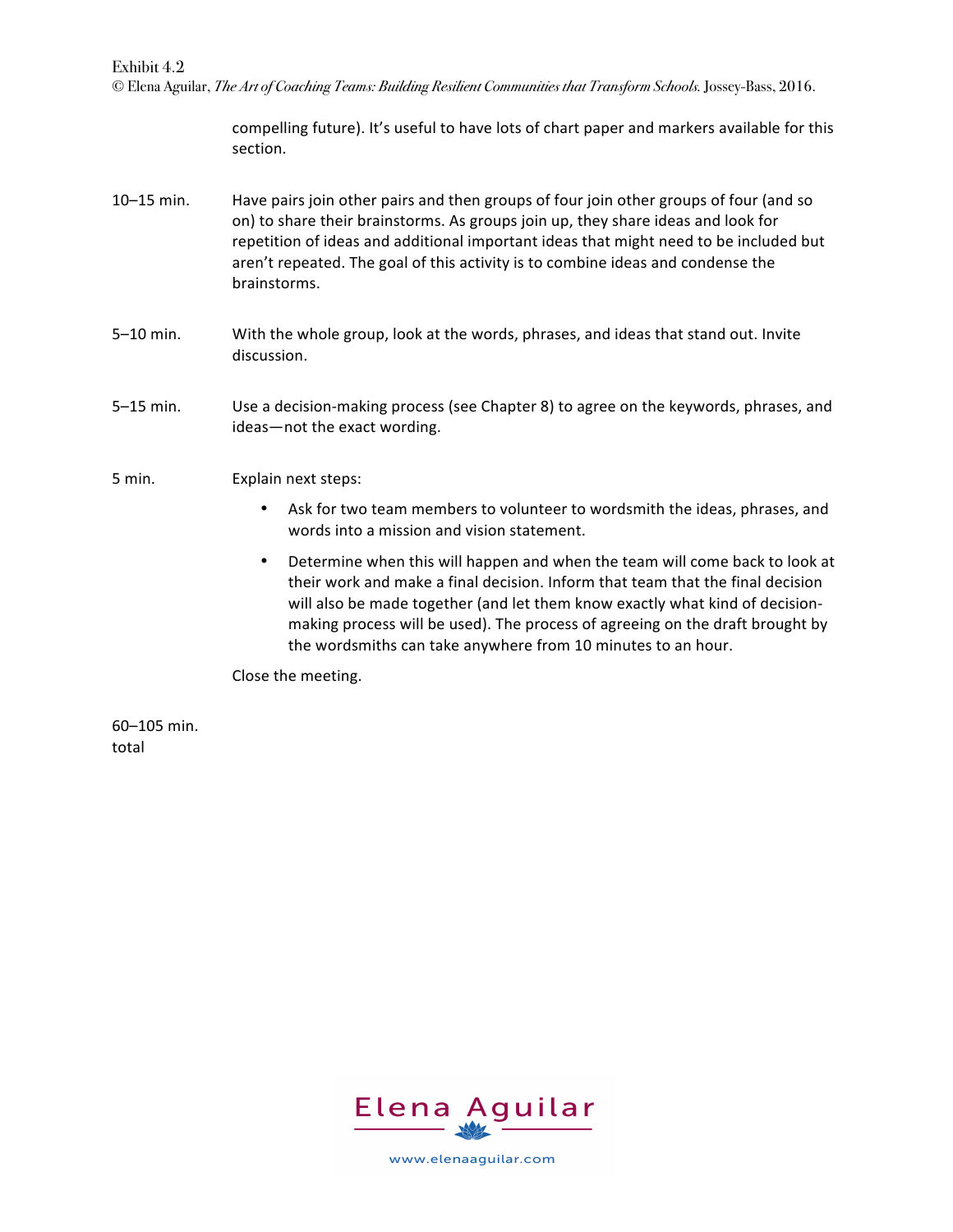compelling future). It's useful to have lots of chart paper and markers available for this section.

| | |
|---|---|
| 10–15 min. | Have pairs join other pairs and then groups of four join other groups of four (and so on) to share their brainstorms. As groups join up, they share ideas and look for repetition of ideas and additional important ideas that might need to be included but aren't repeated. The goal of this activity is to combine ideas and condense the brainstorms. |
| 5–10 min. | With the whole group, look at the words, phrases, and ideas that stand out. Invite discussion. |
| 5–15 min. | Use a decision-making process (see Chapter 8) to agree on the keywords, phrases, and ideas—not the exact wording. |
| 5 min. | Explain next steps:<br>• Ask for two team members to volunteer to wordsmith the ideas, phrases, and words into a mission and vision statement.<br>• Determine when this will happen and when the team will come back to look at their work and make a final decision. Inform that team that the final decision will also be made together (and let them know exactly what kind of decision-making process will be used). The process of agreeing on the draft brought by the wordsmiths can take anywhere from 10 minutes to an hour.<br><br>Close the meeting. |
| 60–105 min. total | |